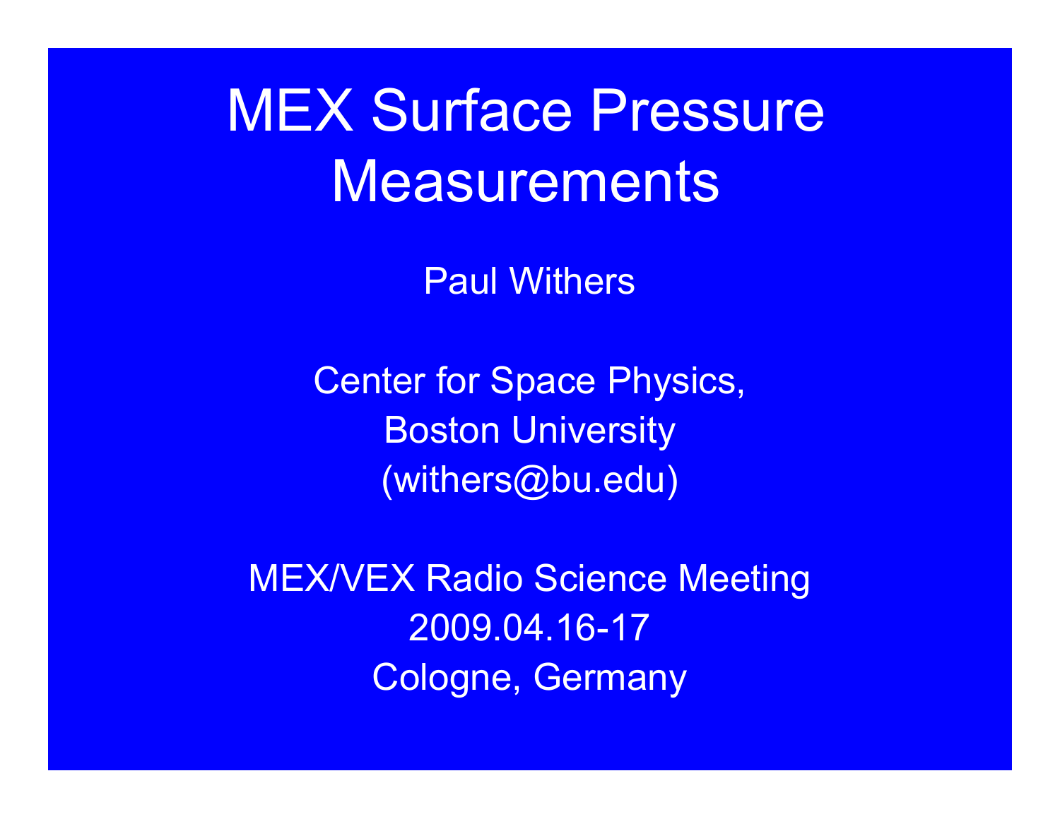# MEX Surface Pressure Measurements

Paul Withers

Center for Space Physics,
Boston University
(withers@bu.edu)

MEX/VEX Radio Science Meeting
2009.04.16-17
Cologne, Germany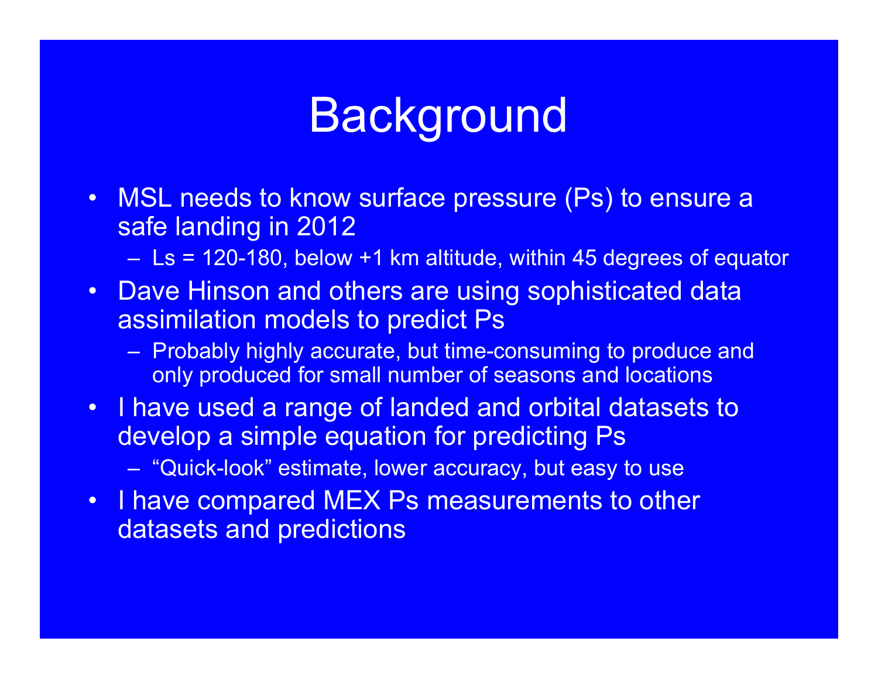# Background

- MSL needs to know surface pressure (Ps) to ensure a safe landing in 2012
  - Ls = 120-180, below +1 km altitude, within 45 degrees of equator
- Dave Hinson and others are using sophisticated data assimilation models to predict Ps
  - Probably highly accurate, but time-consuming to produce and only produced for small number of seasons and locations
- I have used a range of landed and orbital datasets to develop a simple equation for predicting Ps
  - "Quick-look" estimate, lower accuracy, but easy to use
- I have compared MEX Ps measurements to other datasets and predictions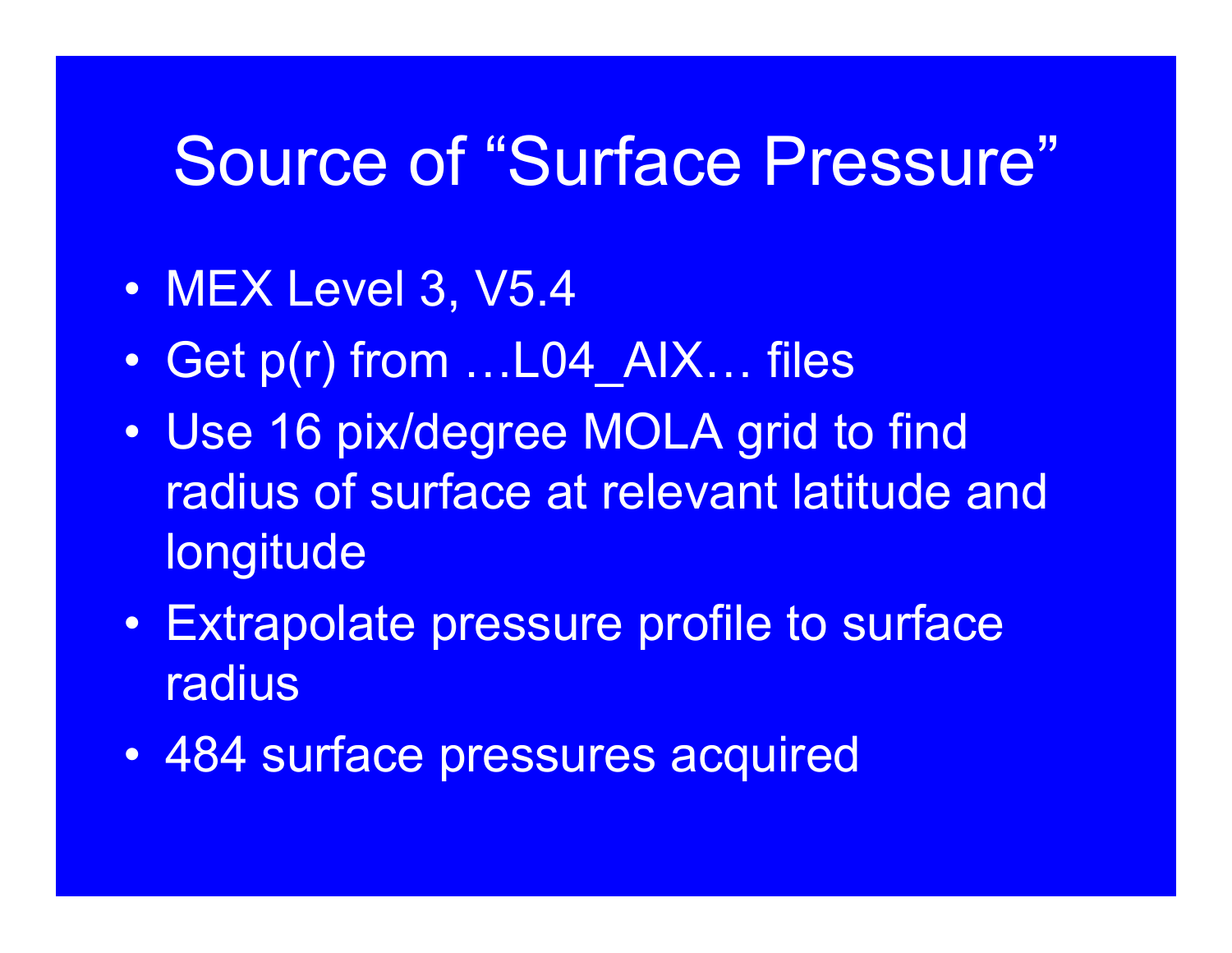# Source of “Surface Pressure”

- MEX Level 3, V5.4
- Get p(r) from …L04_AIX… files
- Use 16 pix/degree MOLA grid to find radius of surface at relevant latitude and longitude
- Extrapolate pressure profile to surface radius
- 484 surface pressures acquired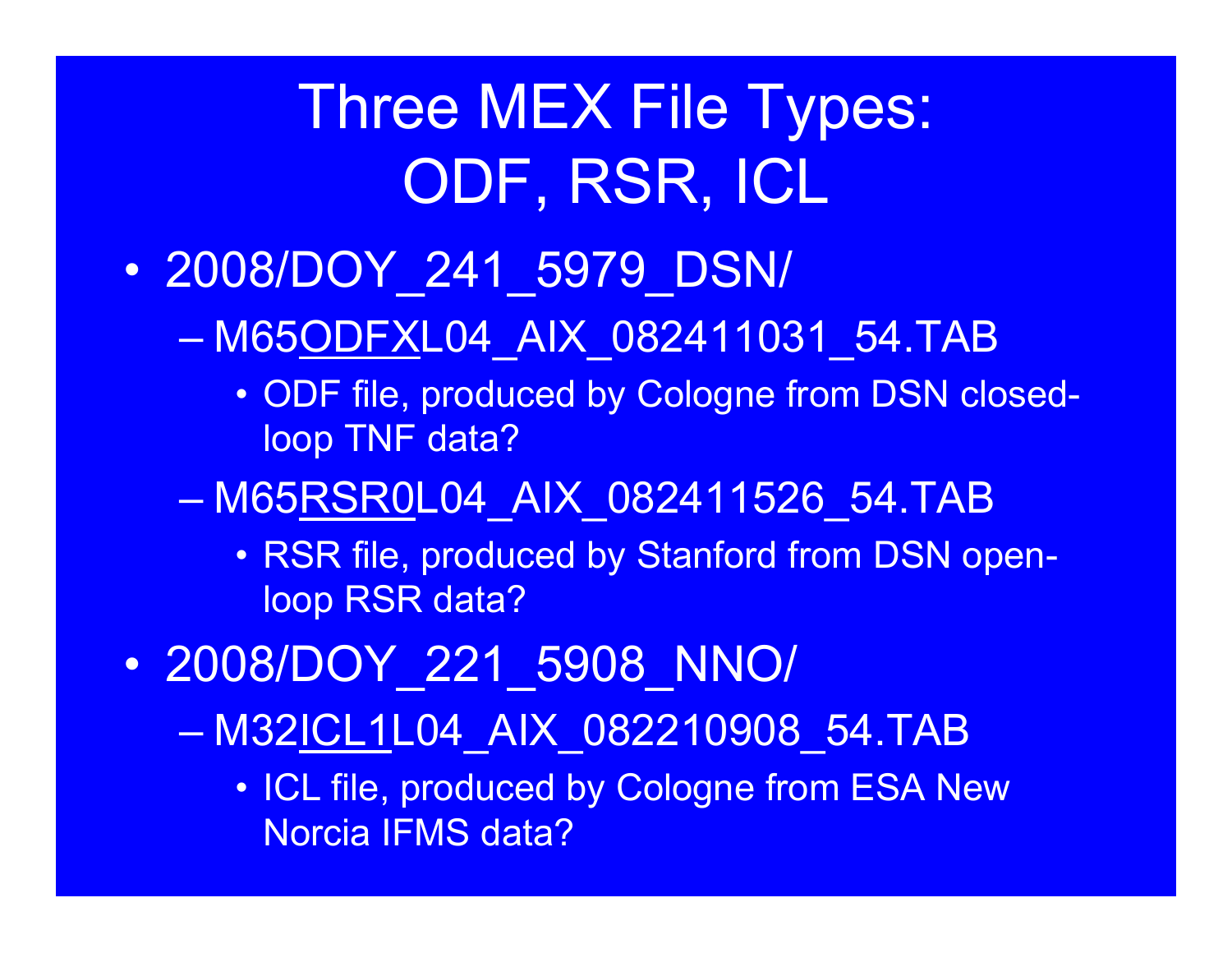# Three MEX File Types: ODF, RSR, ICL

- 2008/DOY_241_5979_DSN/
  - M65<u>ODFX</u>L04_AIX_082411031_54.TAB
    - ODF file, produced by Cologne from DSN closed-loop TNF data?
  - M65<u>RSR0</u>L04_AIX_082411526_54.TAB
    - RSR file, produced by Stanford from DSN open-loop RSR data?
- 2008/DOY_221_5908_NNO/
  - M32<u>ICL1</u>L04_AIX_082210908_54.TAB
    - ICL file, produced by Cologne from ESA New Norcia IFMS data?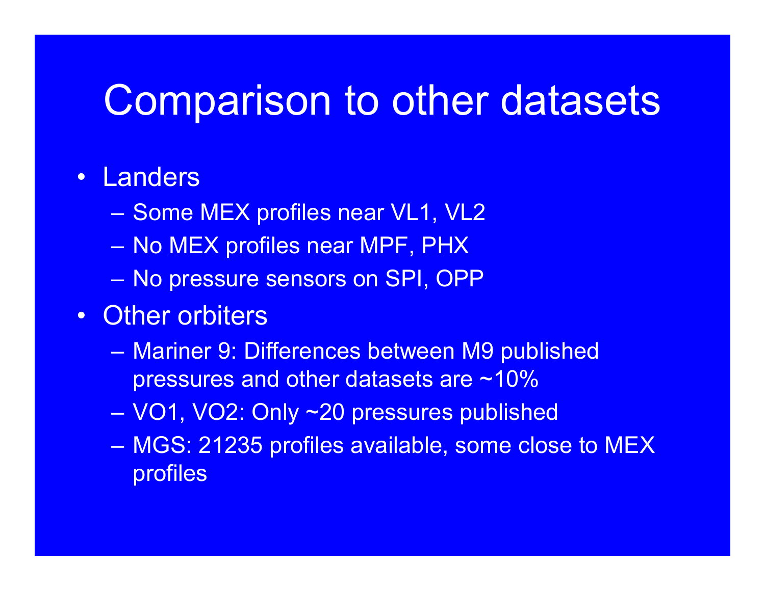# Comparison to other datasets

- Landers
  - Some MEX profiles near VL1, VL2
  - No MEX profiles near MPF, PHX
  - No pressure sensors on SPI, OPP
- Other orbiters
  - Mariner 9: Differences between M9 published pressures and other datasets are ~10%
  - VO1, VO2: Only ~20 pressures published
  - MGS: 21235 profiles available, some close to MEX profiles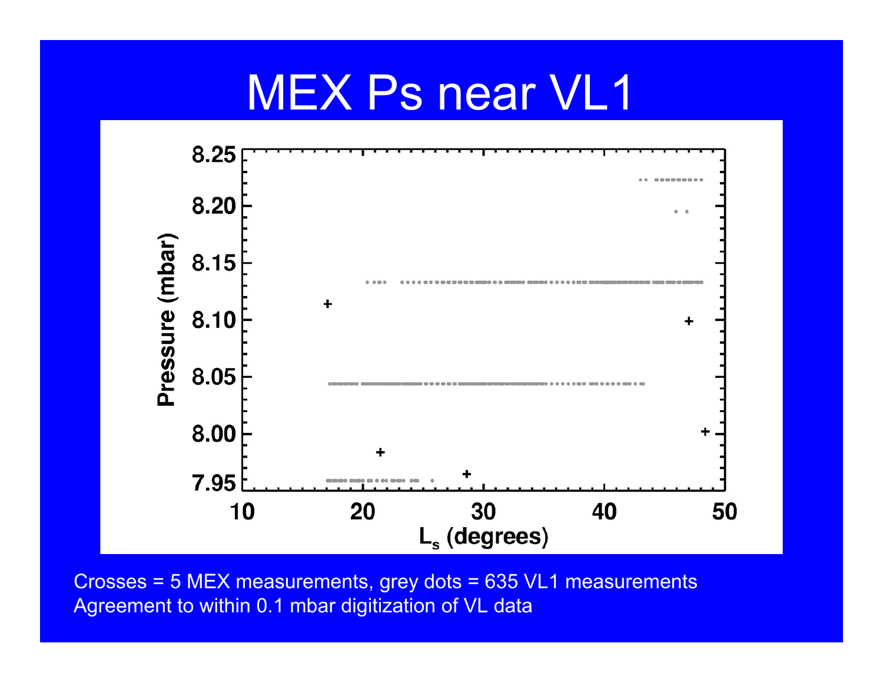# MEX Ps near VL1

Crosses = 5 MEX measurements, grey dots = 635 VL1 measurements

Agreement to within 0.1 mbar digitization of VL data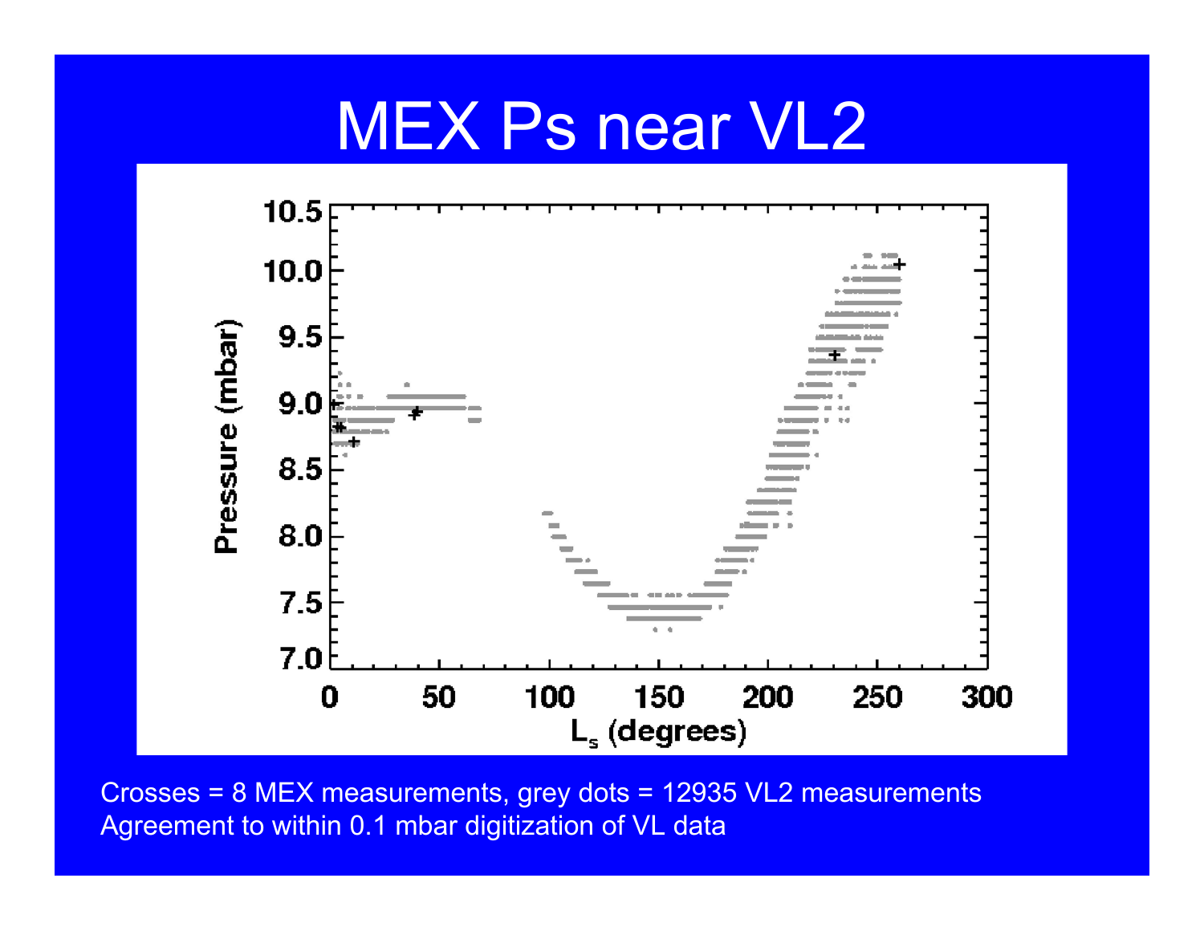# MEX Ps near VL2

Crosses = 8 MEX measurements, grey dots = 12935 VL2 measurements
Agreement to within 0.1 mbar digitization of VL data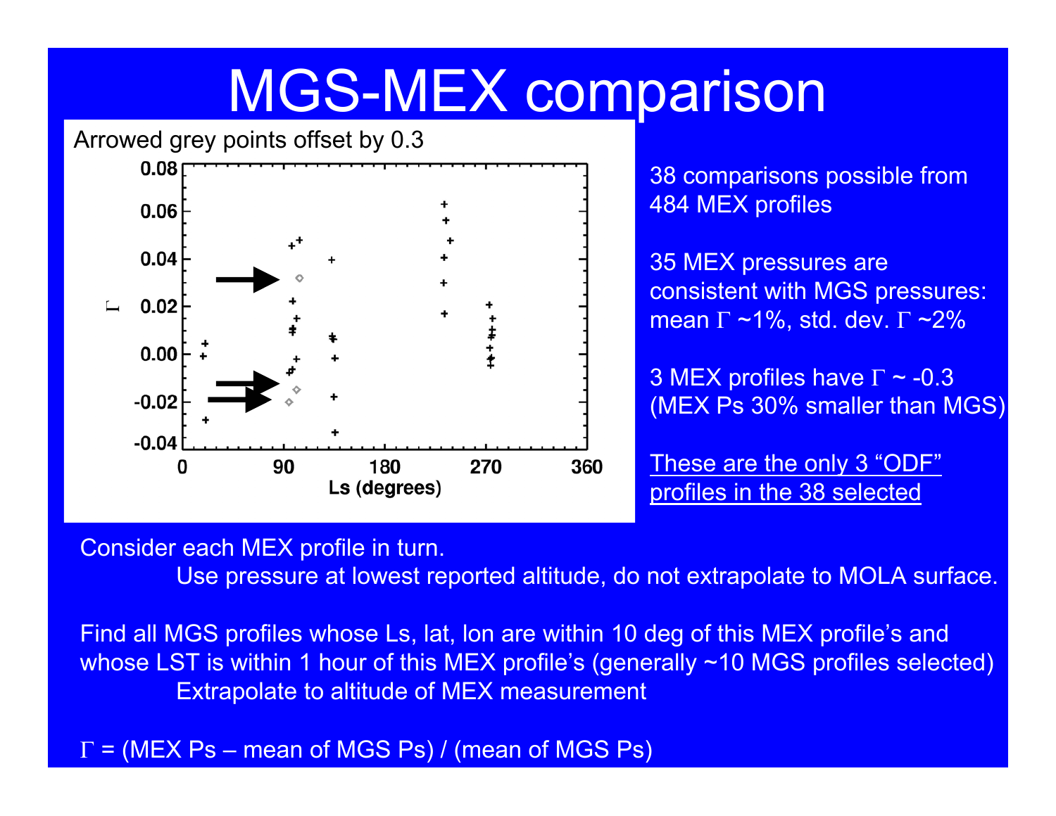# MGS-MEX comparison

Arrowed grey points offset by 0.3

38 comparisons possible from 484 MEX profiles

35 MEX pressures are consistent with MGS pressures: mean $\Gamma$ ~1%, std. dev. $\Gamma$ ~2%

3 MEX profiles have $\Gamma$ ~ -0.3 (MEX Ps 30% smaller than MGS)

These are the only 3 "ODF" profiles in the 38 selected

Consider each MEX profile in turn.

Use pressure at lowest reported altitude, do not extrapolate to MOLA surface.

Find all MGS profiles whose Ls, lat, lon are within 10 deg of this MEX profile's and whose LST is within 1 hour of this MEX profile's (generally ~10 MGS profiles selected)

Extrapolate to altitude of MEX measurement

$\Gamma$ = (MEX Ps – mean of MGS Ps) / (mean of MGS Ps)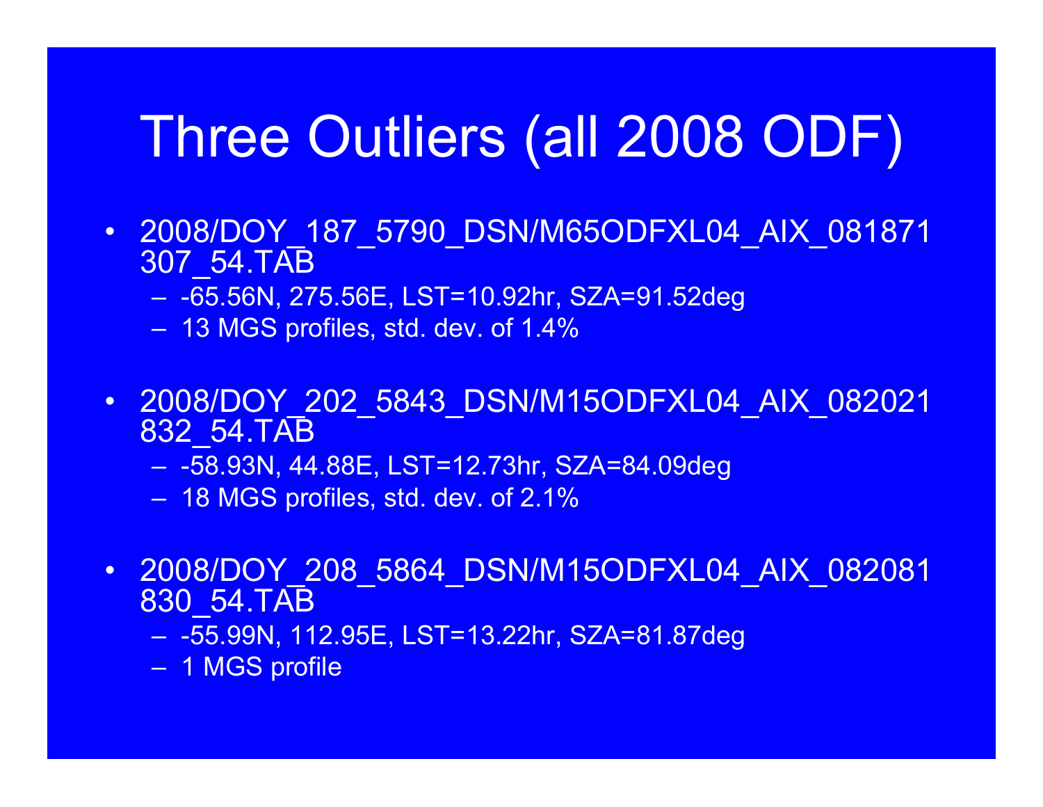# Three Outliers (all 2008 ODF)

- 2008/DOY_187_5790_DSN/M65ODFXL04_AIX_081871307_54.TAB
  - -65.56N, 275.56E, LST=10.92hr, SZA=91.52deg
  - 13 MGS profiles, std. dev. of 1.4%

- 2008/DOY_202_5843_DSN/M15ODFXL04_AIX_082021832_54.TAB
  - -58.93N, 44.88E, LST=12.73hr, SZA=84.09deg
  - 18 MGS profiles, std. dev. of 2.1%

- 2008/DOY_208_5864_DSN/M15ODFXL04_AIX_082081830_54.TAB
  - -55.99N, 112.95E, LST=13.22hr, SZA=81.87deg
  - 1 MGS profile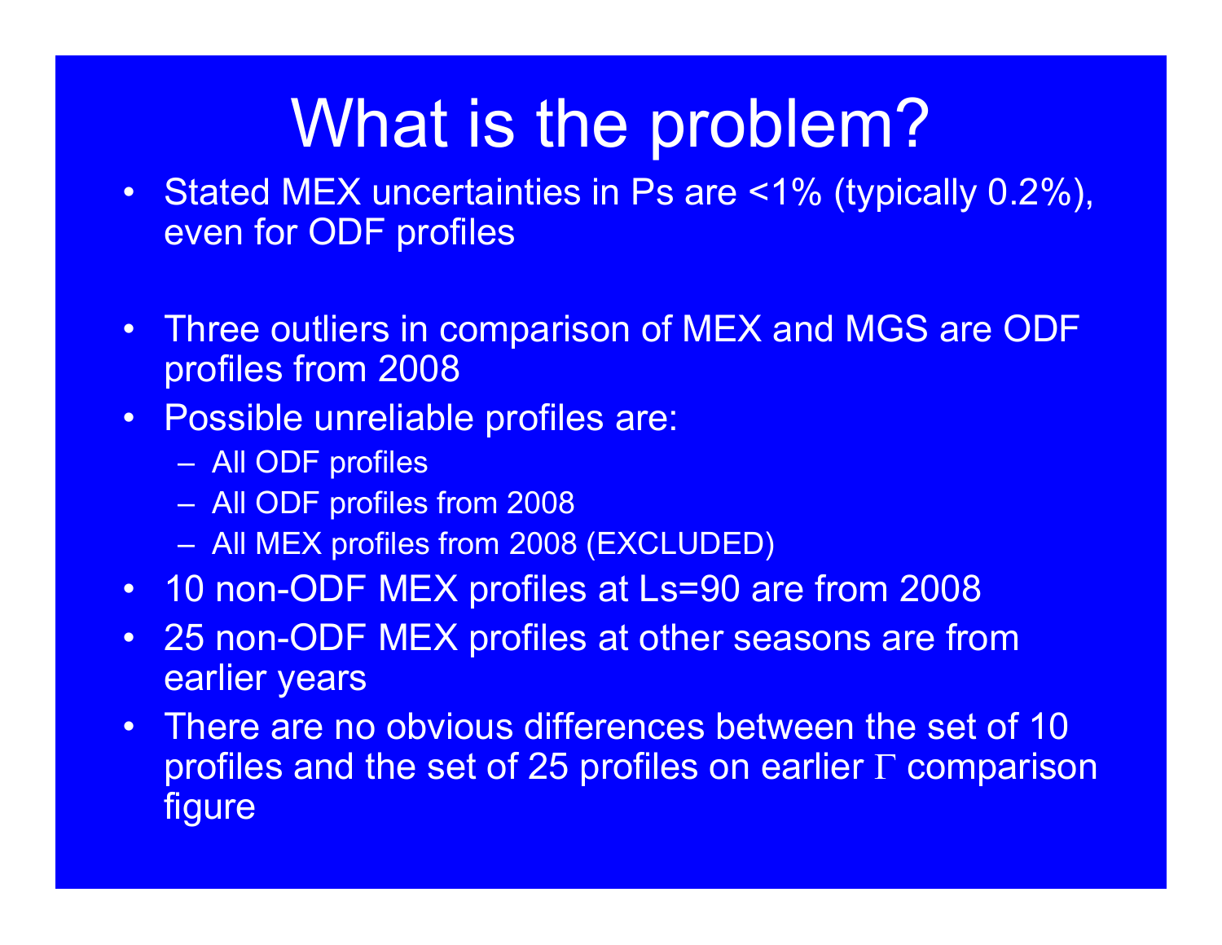# What is the problem?

- Stated MEX uncertainties in Ps are <1% (typically 0.2%), even for ODF profiles
- Three outliers in comparison of MEX and MGS are ODF profiles from 2008
- Possible unreliable profiles are:
  - All ODF profiles
  - All ODF profiles from 2008
  - All MEX profiles from 2008 (EXCLUDED)
- 10 non-ODF MEX profiles at Ls=90 are from 2008
- 25 non-ODF MEX profiles at other seasons are from earlier years
- There are no obvious differences between the set of 10 profiles and the set of 25 profiles on earlier $\Gamma$ comparison figure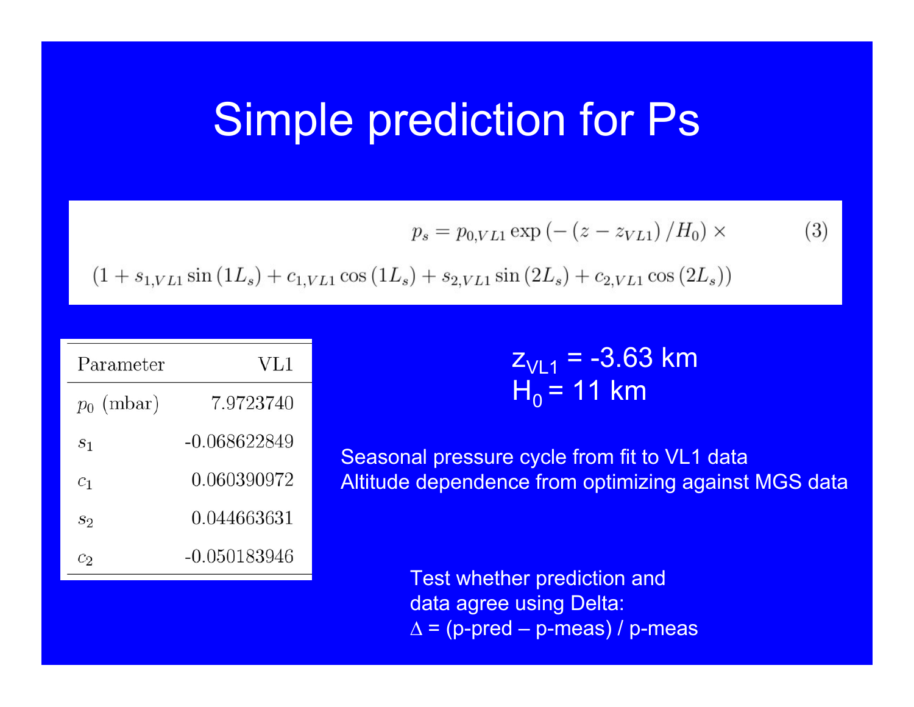# Simple prediction for Ps

$$p_s = p_{0,VL1} \exp\left(-\left(z - z_{VL1}\right)/H_0\right) \times \tag{3}$$

$$\left(1 + s_{1,VL1}\sin\left(1L_s\right) + c_{1,VL1}\cos\left(1L_s\right) + s_{2,VL1}\sin\left(2L_s\right) + c_{2,VL1}\cos\left(2L_s\right)\right)$$

| Parameter | VL1 |
|---|---|
| $p_0$ (mbar) | 7.9723740 |
| $s_1$ | -0.068622849 |
| $c_1$ | 0.060390972 |
| $s_2$ | 0.044663631 |
| $c_2$ | -0.050183946 |

$z_{VL1}$ = -3.63 km

$H_0$ = 11 km

Seasonal pressure cycle from fit to VL1 data

Altitude dependence from optimizing against MGS data

Test whether prediction and data agree using Delta:

$\Delta$ = (p-pred – p-meas) / p-meas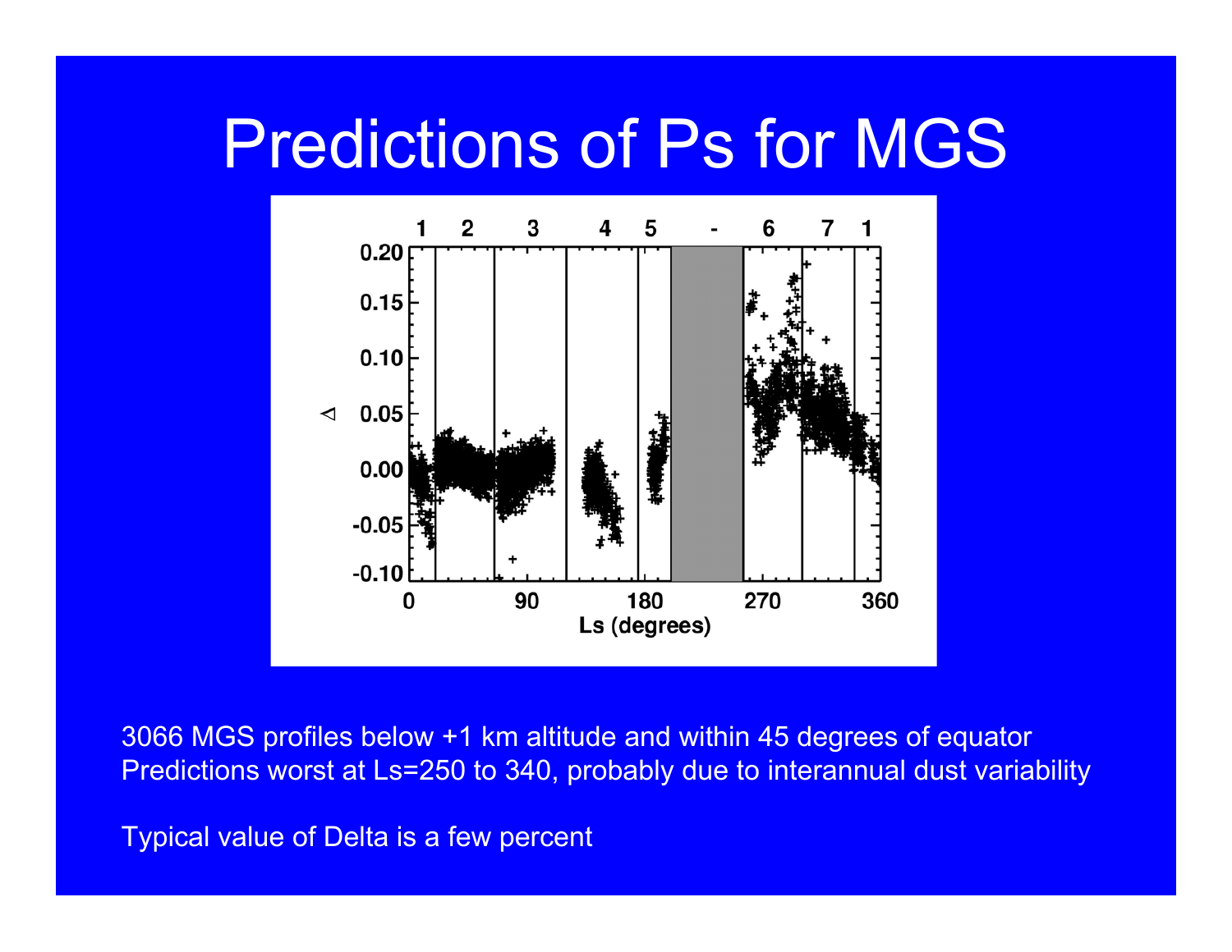# Predictions of Ps for MGS

3066 MGS profiles below +1 km altitude and within 45 degrees of equator
Predictions worst at Ls=250 to 340, probably due to interannual dust variability

Typical value of Delta is a few percent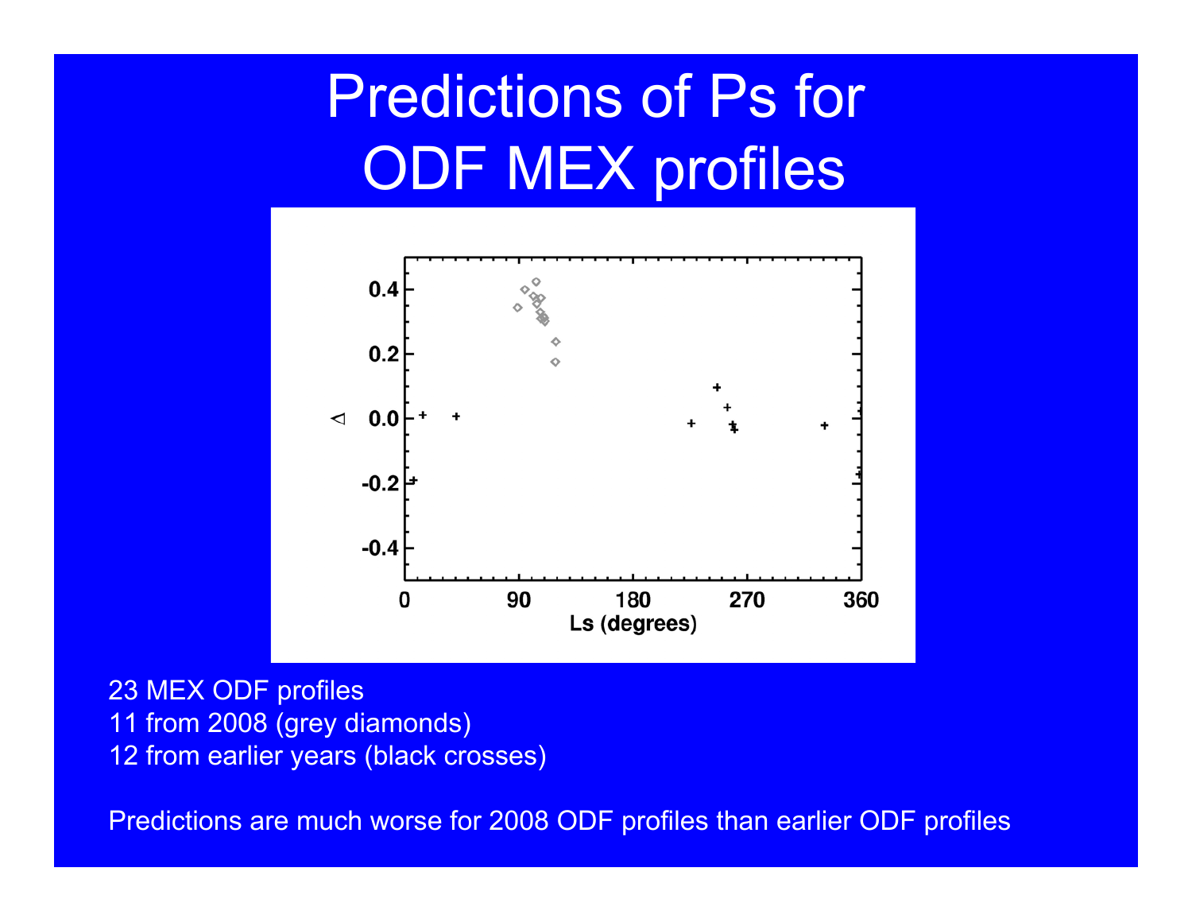# Predictions of Ps for ODF MEX profiles

23 MEX ODF profiles

11 from 2008 (grey diamonds)

12 from earlier years (black crosses)

Predictions are much worse for 2008 ODF profiles than earlier ODF profiles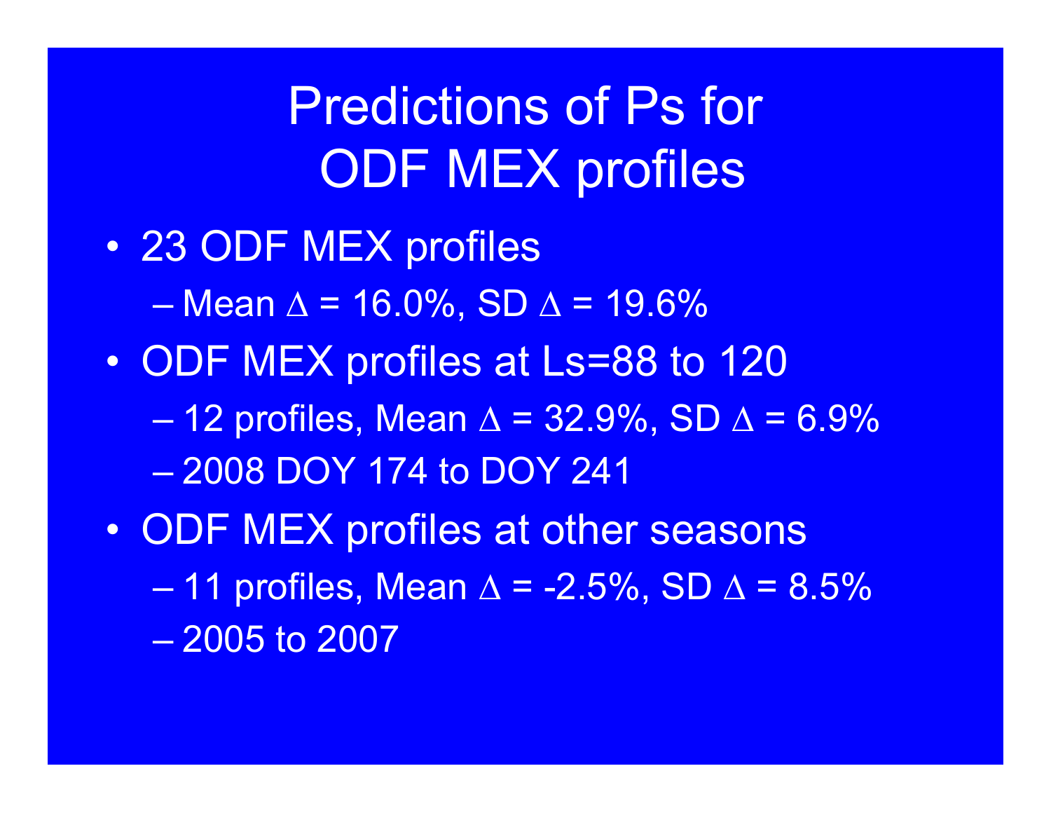# Predictions of Ps for ODF MEX profiles

- 23 ODF MEX profiles
  - Mean $\Delta$ = 16.0%, SD $\Delta$ = 19.6%
- ODF MEX profiles at Ls=88 to 120
  - 12 profiles, Mean $\Delta$ = 32.9%, SD $\Delta$ = 6.9%
  - 2008 DOY 174 to DOY 241
- ODF MEX profiles at other seasons
  - 11 profiles, Mean $\Delta$ = -2.5%, SD $\Delta$ = 8.5%
  - 2005 to 2007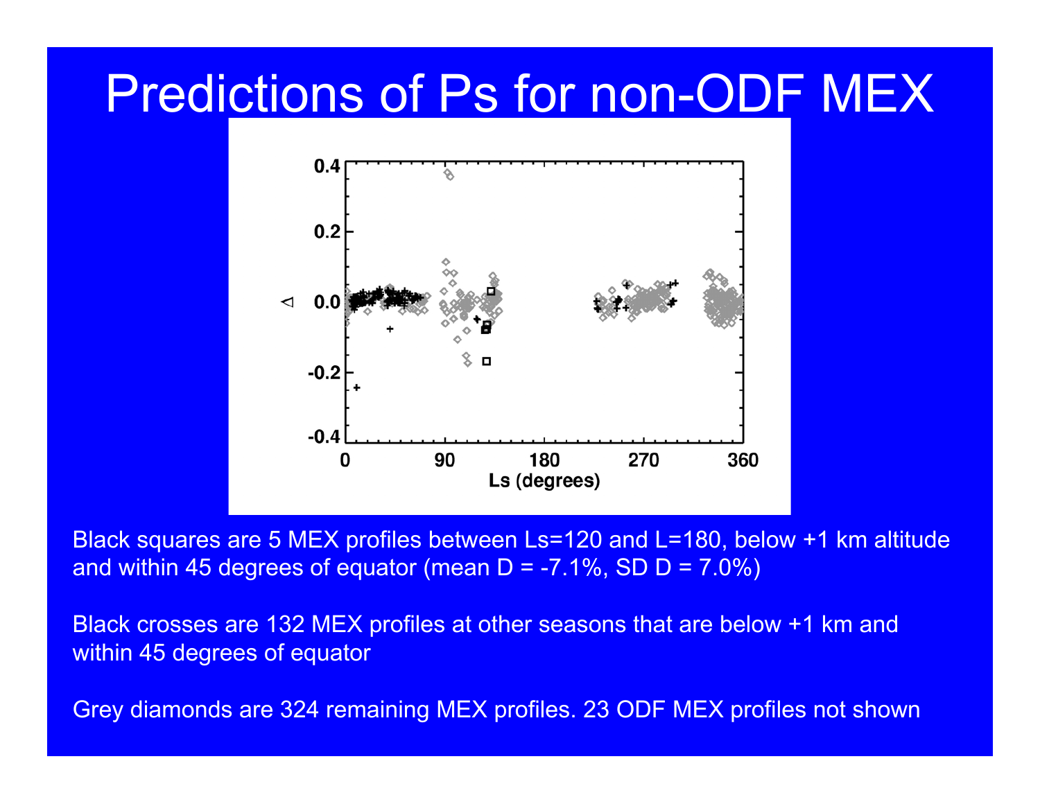# Predictions of Ps for non-ODF MEX

Black squares are 5 MEX profiles between Ls=120 and L=180, below +1 km altitude and within 45 degrees of equator (mean D = -7.1%, SD D = 7.0%)

Black crosses are 132 MEX profiles at other seasons that are below +1 km and within 45 degrees of equator

Grey diamonds are 324 remaining MEX profiles. 23 ODF MEX profiles not shown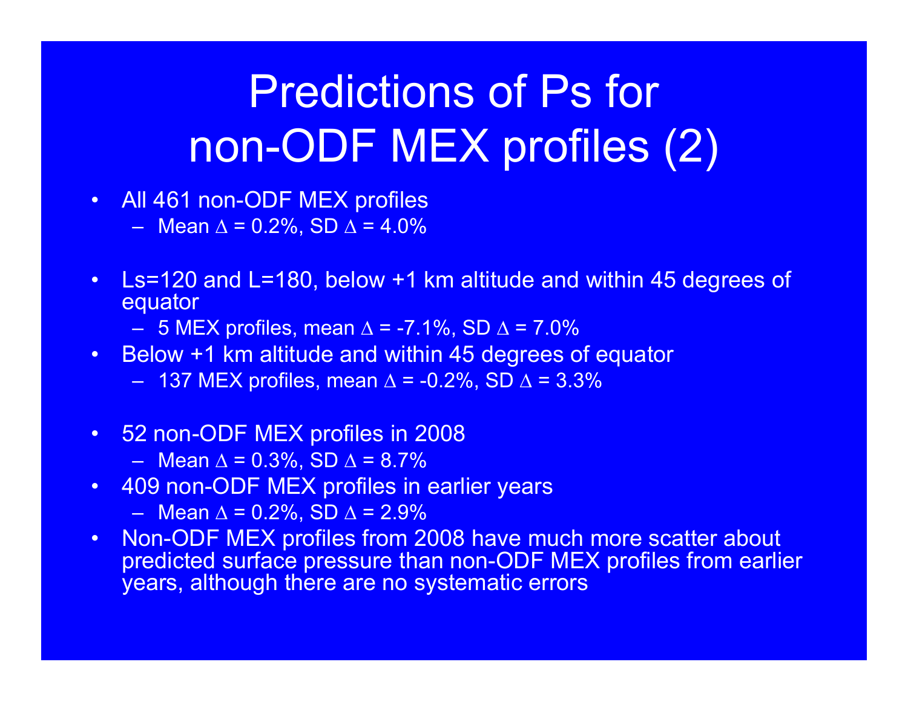# Predictions of Ps for non-ODF MEX profiles (2)

- All 461 non-ODF MEX profiles
  - Mean $\Delta$ = 0.2%, SD $\Delta$ = 4.0%

- Ls=120 and L=180, below +1 km altitude and within 45 degrees of equator
  - 5 MEX profiles, mean $\Delta$ = -7.1%, SD $\Delta$ = 7.0%
- Below +1 km altitude and within 45 degrees of equator
  - 137 MEX profiles, mean $\Delta$ = -0.2%, SD $\Delta$ = 3.3%

- 52 non-ODF MEX profiles in 2008
  - Mean $\Delta$ = 0.3%, SD $\Delta$ = 8.7%
- 409 non-ODF MEX profiles in earlier years
  - Mean $\Delta$ = 0.2%, SD $\Delta$ = 2.9%
- Non-ODF MEX profiles from 2008 have much more scatter about predicted surface pressure than non-ODF MEX profiles from earlier years, although there are no systematic errors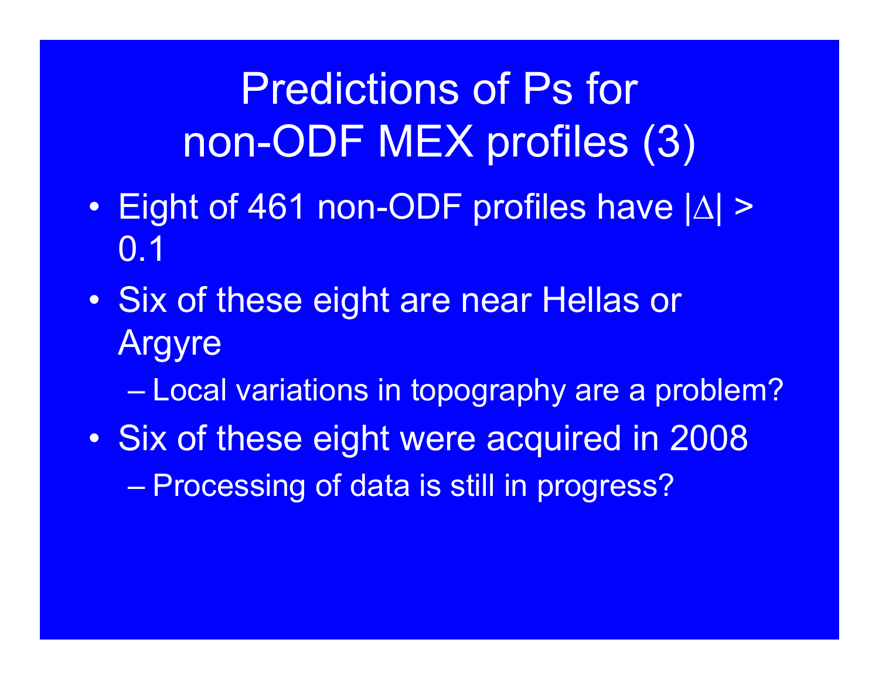# Predictions of Ps for non-ODF MEX profiles (3)

- Eight of 461 non-ODF profiles have $|\Delta| > 0.1$
- Six of these eight are near Hellas or Argyre
  - Local variations in topography are a problem?
- Six of these eight were acquired in 2008
  - Processing of data is still in progress?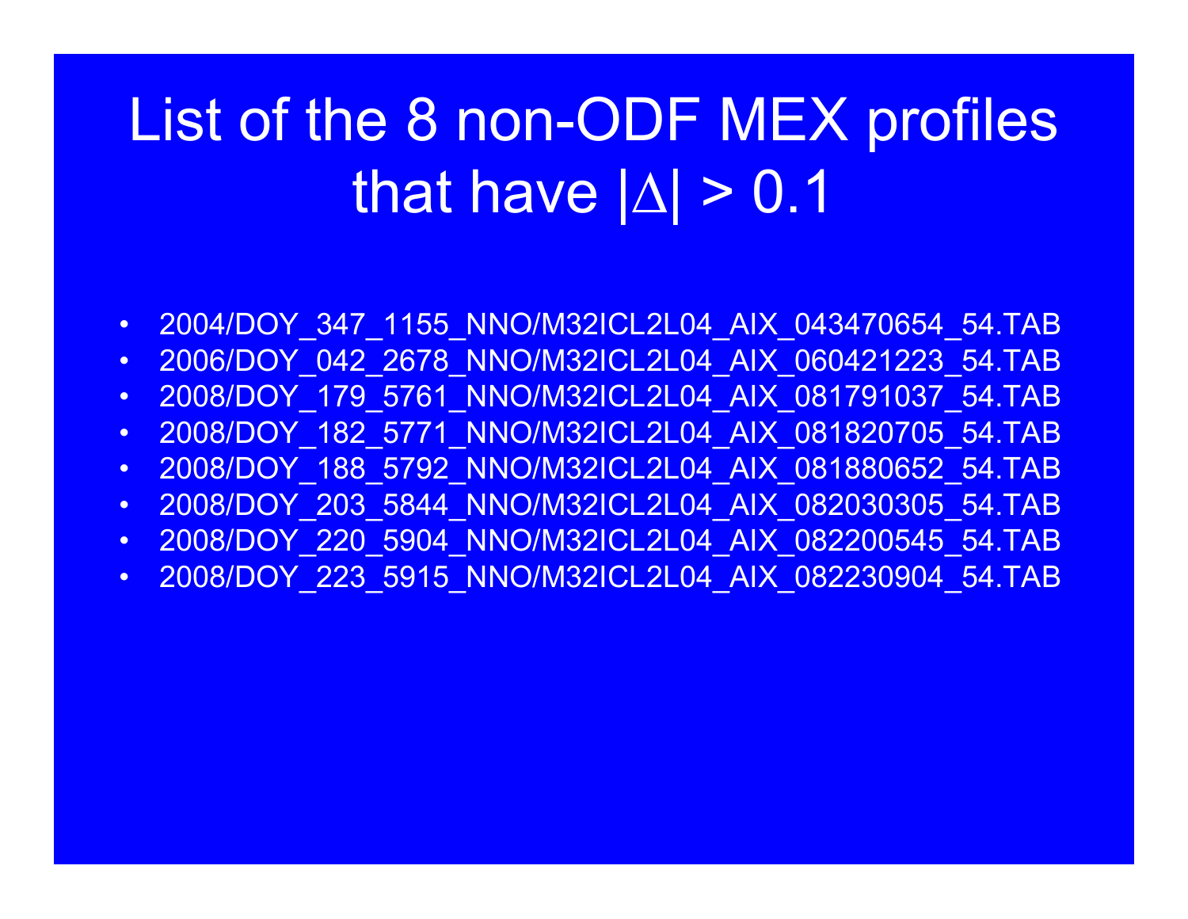# List of the 8 non-ODF MEX profiles that have $|\Delta| > 0.1$

- 2004/DOY_347_1155_NNO/M32ICL2L04_AIX_043470654_54.TAB
- 2006/DOY_042_2678_NNO/M32ICL2L04_AIX_060421223_54.TAB
- 2008/DOY_179_5761_NNO/M32ICL2L04_AIX_081791037_54.TAB
- 2008/DOY_182_5771_NNO/M32ICL2L04_AIX_081820705_54.TAB
- 2008/DOY_188_5792_NNO/M32ICL2L04_AIX_081880652_54.TAB
- 2008/DOY_203_5844_NNO/M32ICL2L04_AIX_082030305_54.TAB
- 2008/DOY_220_5904_NNO/M32ICL2L04_AIX_082200545_54.TAB
- 2008/DOY_223_5915_NNO/M32ICL2L04_AIX_082230904_54.TAB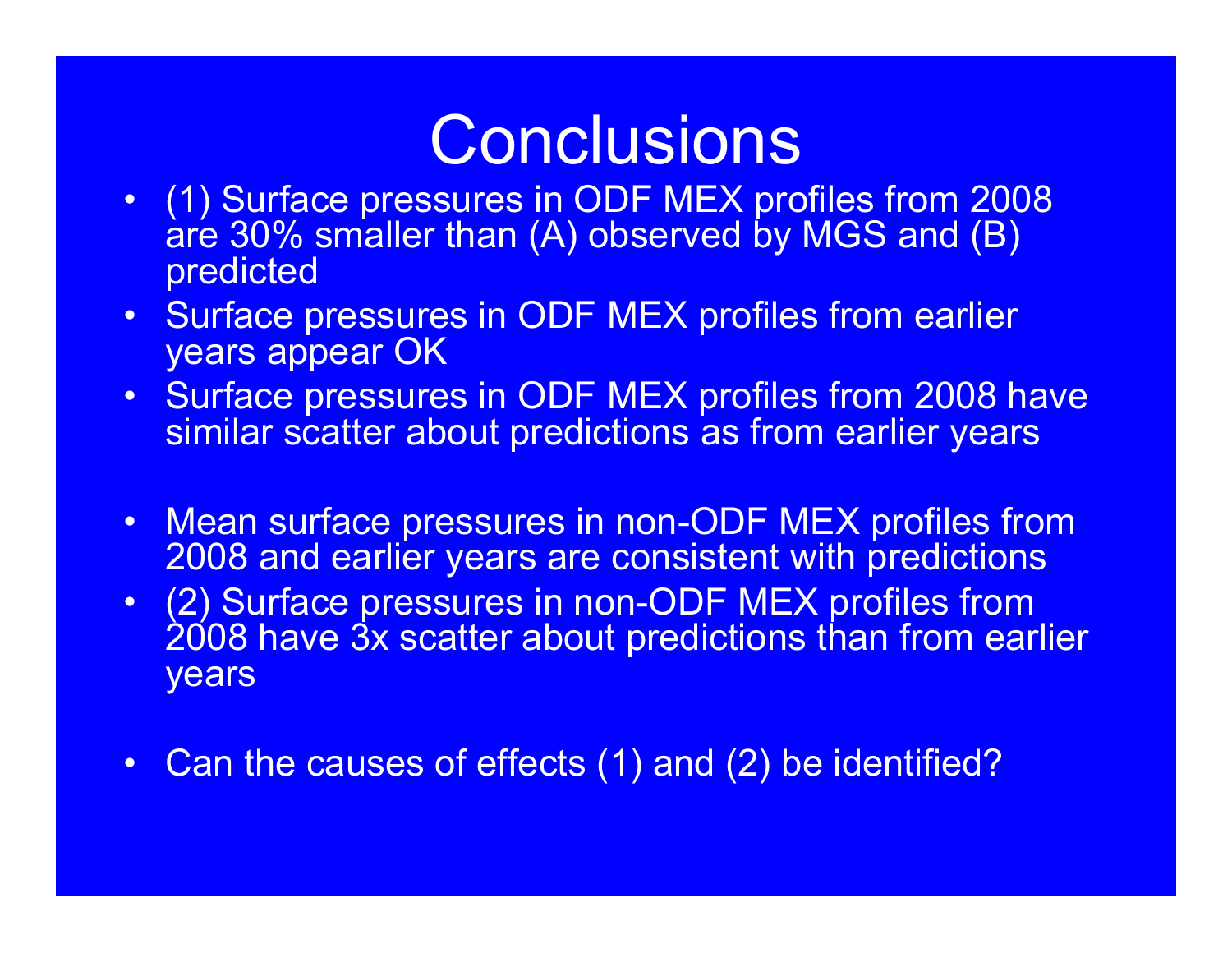# Conclusions

- (1) Surface pressures in ODF MEX profiles from 2008 are 30% smaller than (A) observed by MGS and (B) predicted
- Surface pressures in ODF MEX profiles from earlier years appear OK
- Surface pressures in ODF MEX profiles from 2008 have similar scatter about predictions as from earlier years

- Mean surface pressures in non-ODF MEX profiles from 2008 and earlier years are consistent with predictions
- (2) Surface pressures in non-ODF MEX profiles from 2008 have 3x scatter about predictions than from earlier years

- Can the causes of effects (1) and (2) be identified?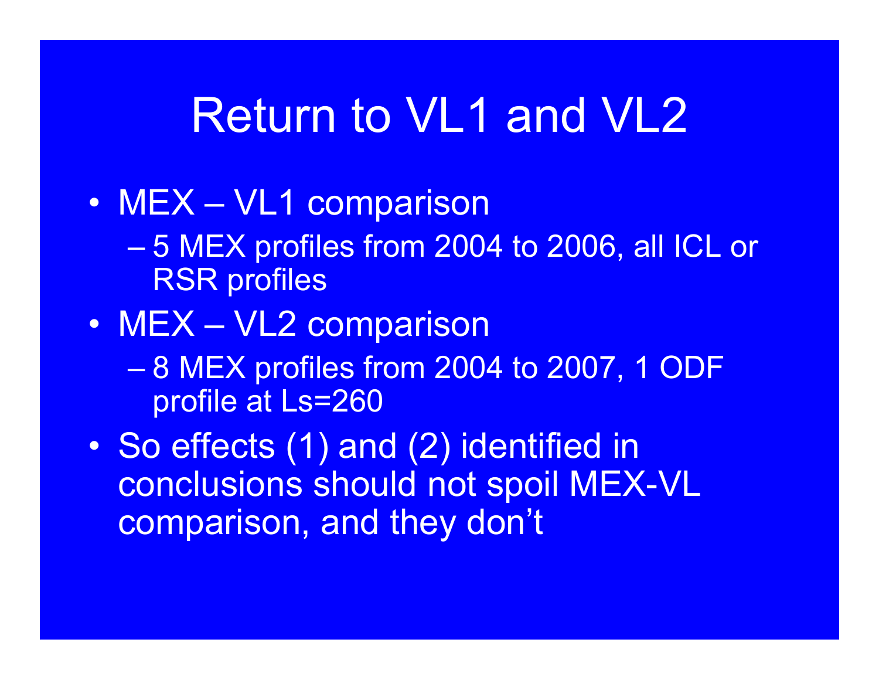# Return to VL1 and VL2

- MEX – VL1 comparison
  - 5 MEX profiles from 2004 to 2006, all ICL or RSR profiles
- MEX – VL2 comparison
  - 8 MEX profiles from 2004 to 2007, 1 ODF profile at Ls=260
- So effects (1) and (2) identified in conclusions should not spoil MEX-VL comparison, and they don't